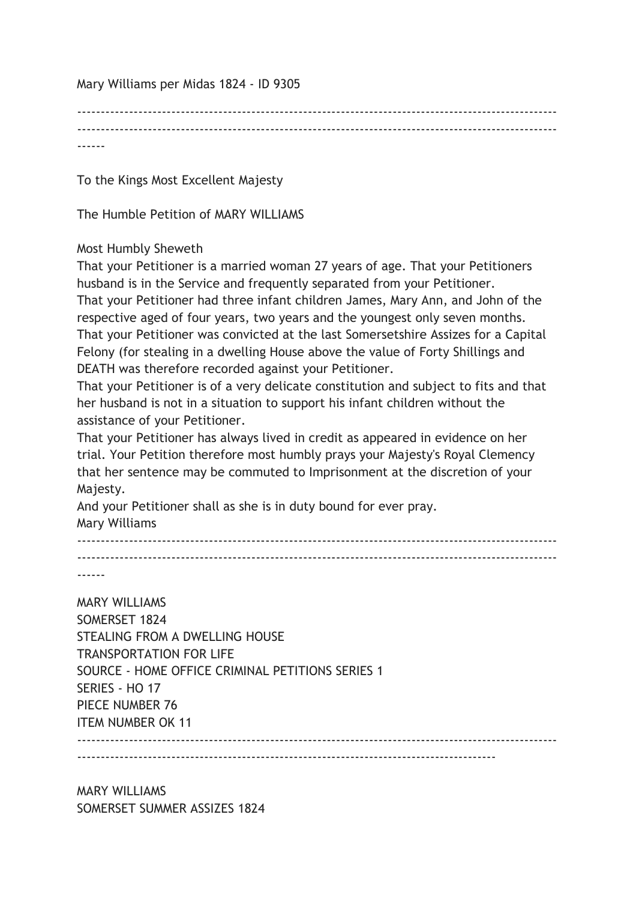Mary Williams per Midas 1824 - ID 9305

---

To the Kings Most Excellent Majesty

The Humble Petition of MARY WILLIAMS

Most Humbly Sheweth
That your Petitioner is a married woman 27 years of age. That your Petitioners husband is in the Service and frequently separated from your Petitioner.
That your Petitioner had three infant children James, Mary Ann, and John of the respective aged of four years, two years and the youngest only seven months.
That your Petitioner was convicted at the last Somersetshire Assizes for a Capital Felony (for stealing in a dwelling House above the value of Forty Shillings and DEATH was therefore recorded against your Petitioner.
That your Petitioner is of a very delicate constitution and subject to fits and that her husband is not in a situation to support his infant children without the assistance of your Petitioner.
That your Petitioner has always lived in credit as appeared in evidence on her trial. Your Petition therefore most humbly prays your Majesty's Royal Clemency that her sentence may be commuted to Imprisonment at the discretion of your Majesty.
And your Petitioner shall as she is in duty bound for ever pray.
Mary Williams

---

MARY WILLIAMS
SOMERSET 1824
STEALING FROM A DWELLING HOUSE
TRANSPORTATION FOR LIFE
SOURCE - HOME OFFICE CRIMINAL PETITIONS SERIES 1
SERIES - HO 17
PIECE NUMBER 76
ITEM NUMBER OK 11

---

MARY WILLIAMS
SOMERSET SUMMER ASSIZES 1824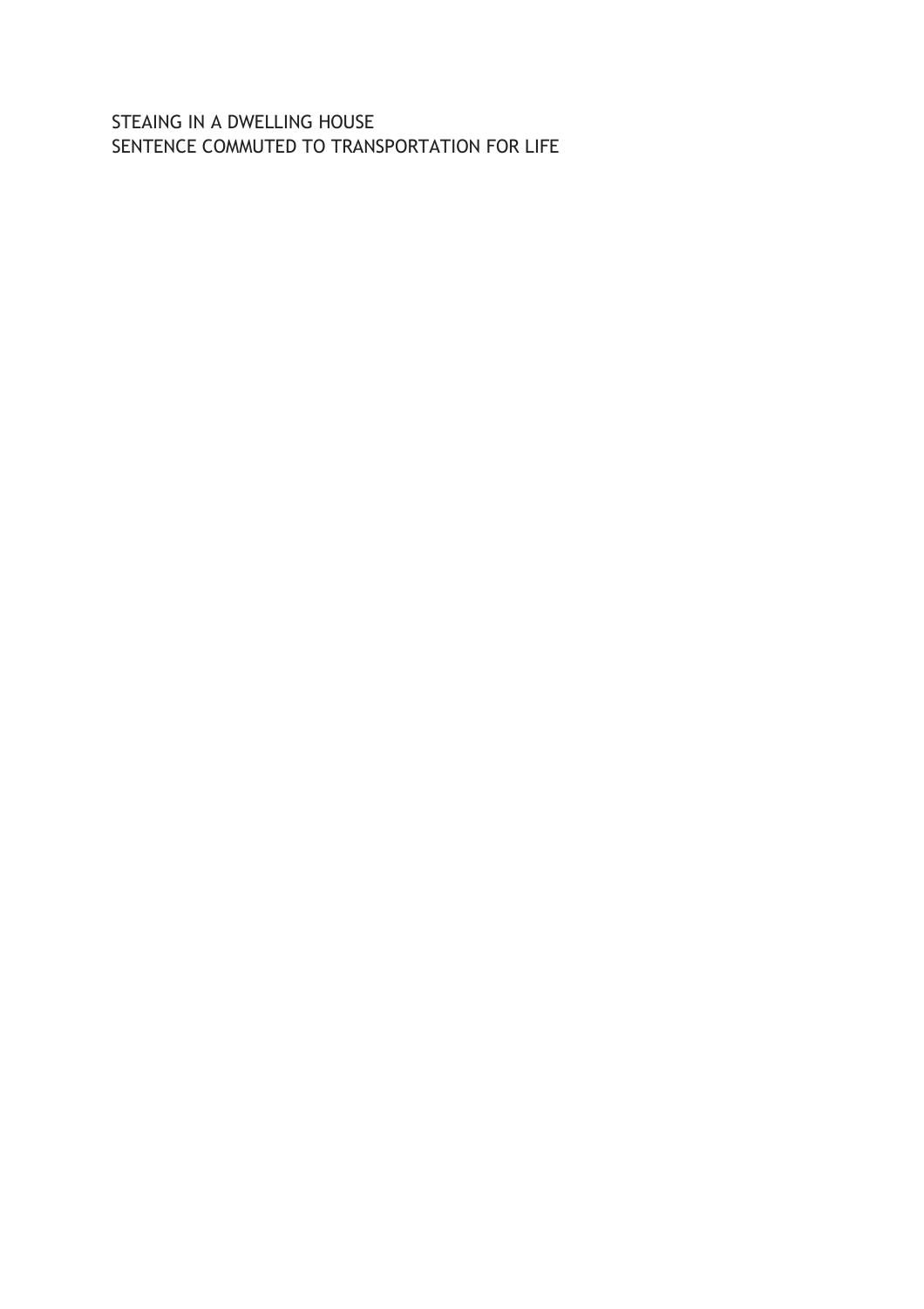STEAING IN A DWELLING HOUSE
SENTENCE COMMUTED TO TRANSPORTATION FOR LIFE